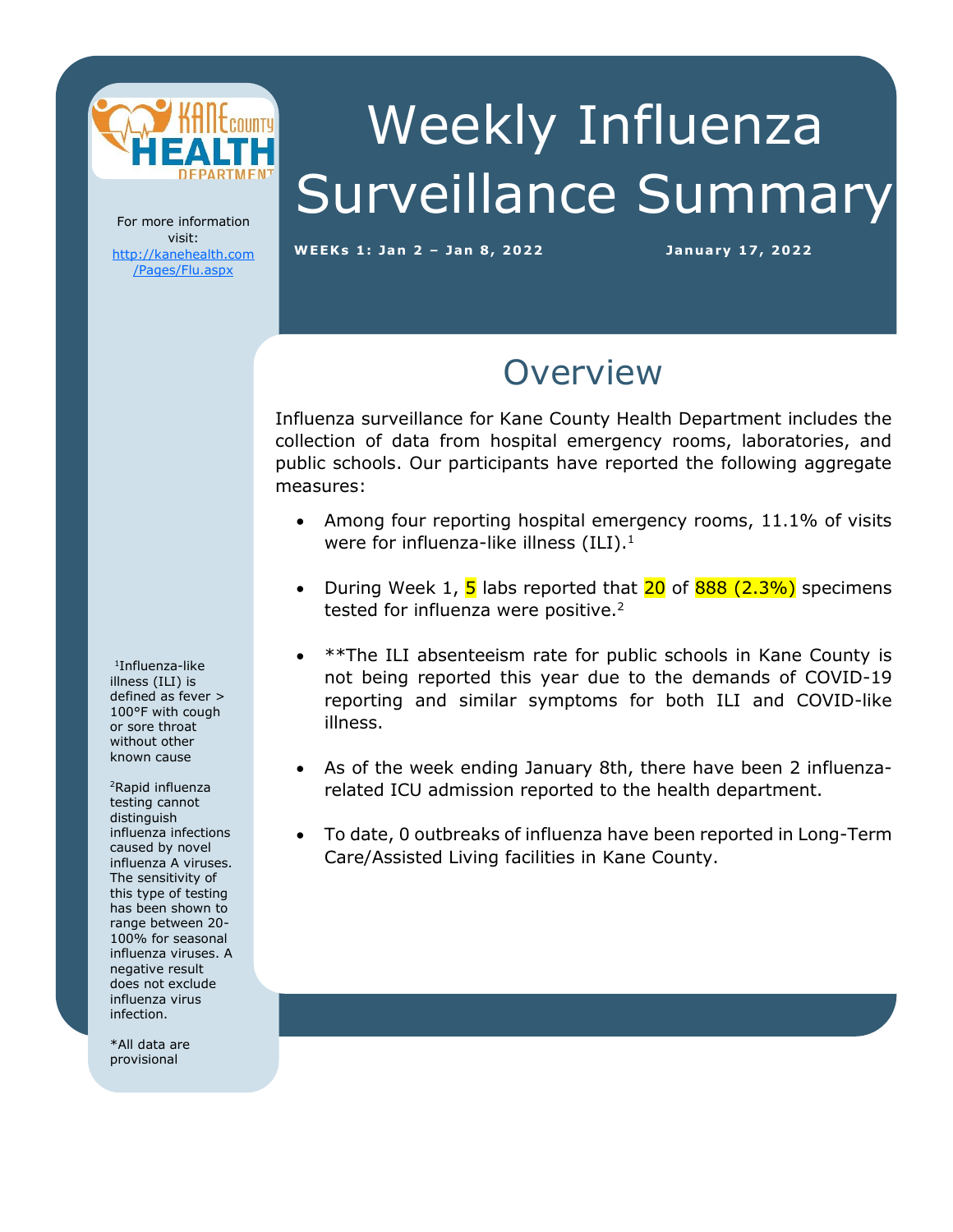# Weekly Influenza Surveillance Summary

**WEEKs 1: Jan 2 – Jan 8, 2022**

**January 17, 2022**

For more information visit: [http://kanehealth.com/Pages/Flu.aspx](http://kanehealth.com/Pages/Flu.aspx)

## Overview

Influenza surveillance for Kane County Health Department includes the collection of data from hospital emergency rooms, laboratories, and public schools. Our participants have reported the following aggregate measures:

- Among four reporting hospital emergency rooms, 11.1% of visits were for influenza-like illness (ILI).[1]
- During Week 1, 5 labs reported that 20 of 888 (2.3%) specimens tested for influenza were positive.[2]
- **The ILI absenteeism rate for public schools in Kane County is not being reported this year due to the demands of COVID-19 reporting and similar symptoms for both ILI and COVID-like illness.
- As of the week ending January 8th, there have been 2 influenza-related ICU admission reported to the health department.
- To date, 0 outbreaks of influenza have been reported in Long-Term Care/Assisted Living facilities in Kane County.

[1]Influenza-like illness (ILI) is defined as fever > 100°F with cough or sore throat without other known cause

[2]Rapid influenza testing cannot distinguish influenza infections caused by novel influenza A viruses. The sensitivity of this type of testing has been shown to range between 20-100% for seasonal influenza viruses. A negative result does not exclude influenza virus infection.

*All data are provisional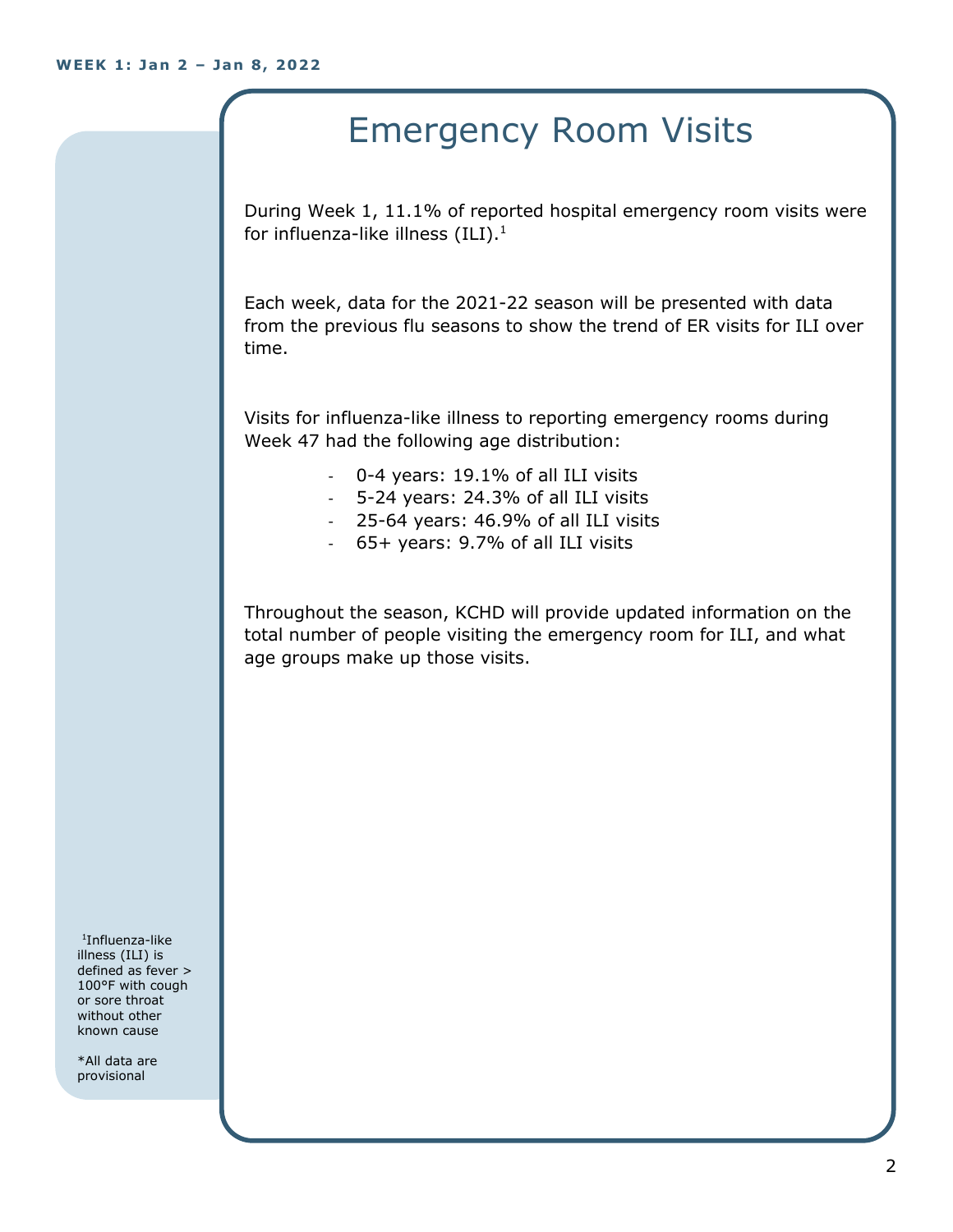WEEK 1: Jan 2 – Jan 8, 2022

# Emergency Room Visits

During Week 1, 11.1% of reported hospital emergency room visits were for influenza-like illness (ILI).[1]

Each week, data for the 2021-22 season will be presented with data from the previous flu seasons to show the trend of ER visits for ILI over time.

Visits for influenza-like illness to reporting emergency rooms during Week 47 had the following age distribution:

- 0-4 years: 19.1% of all ILI visits
- 5-24 years: 24.3% of all ILI visits
- 25-64 years: 46.9% of all ILI visits
- 65+ years: 9.7% of all ILI visits

Throughout the season, KCHD will provide updated information on the total number of people visiting the emergency room for ILI, and what age groups make up those visits.

[1]Influenza-like illness (ILI) is defined as fever > 100°F with cough or sore throat without other known cause

*All data are provisional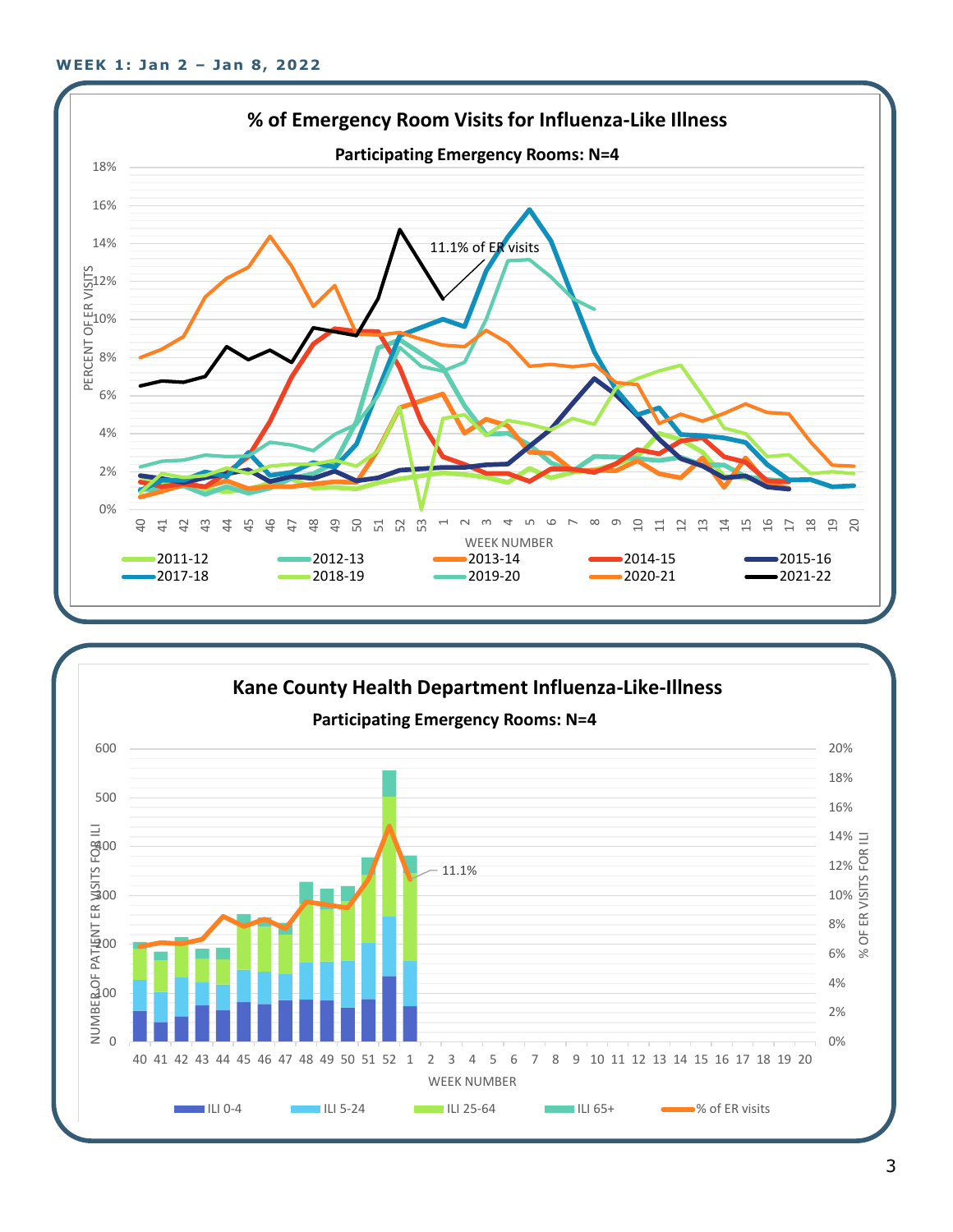**WEEK 1: Jan 2 – Jan 8, 2022**

## % of Emergency Room Visits for Influenza-Like Illness

**Participating Emergency Rooms: N=4**

11.1% of ER visits

PERCENT OF ER VISITS

WEEK NUMBER

2011-12, 2012-13, 2013-14, 2014-15, 2015-16, 2017-18, 2018-19, 2019-20, 2020-21, 2021-22

## Kane County Health Department Influenza-Like-Illness

**Participating Emergency Rooms: N=4**

11.1%

NUMBER OF PATIENT ER VISITS FOR ILI

% OF ER VISITS FOR ILI

WEEK NUMBER

ILI 0-4, ILI 5-24, ILI 25-64, ILI 65+, % of ER visits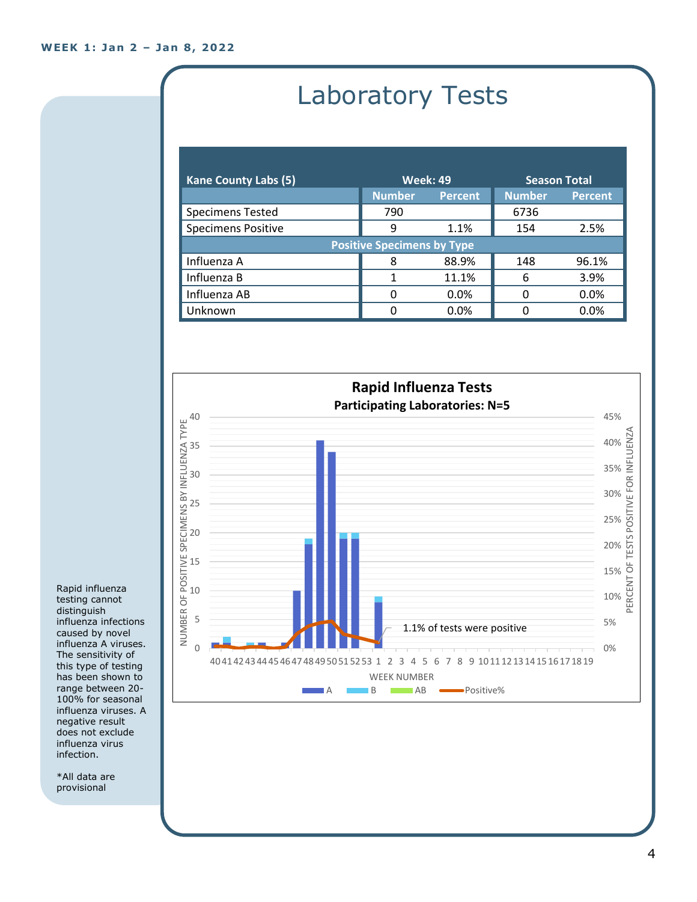# Laboratory Tests

| Kane County Labs (5) | Week: 49 | | Season Total | |
|---|---|---|---|---|
| | Number | Percent | Number | Percent |
| Specimens Tested | 790 | | 6736 | |
| Specimens Positive | 9 | 1.1% | 154 | 2.5% |
| **Positive Specimens by Type** | | | | |
| Influenza A | 8 | 88.9% | 148 | 96.1% |
| Influenza B | 1 | 11.1% | 6 | 3.9% |
| Influenza AB | 0 | 0.0% | 0 | 0.0% |
| Unknown | 0 | 0.0% | 0 | 0.0% |

**Rapid Influenza Tests**

**Participating Laboratories: N=5**

1.1% of tests were positive

Rapid influenza testing cannot distinguish influenza infections caused by novel influenza A viruses. The sensitivity of this type of testing has been shown to range between 20-100% for seasonal influenza viruses. A negative result does not exclude influenza virus infection.

*All data are provisional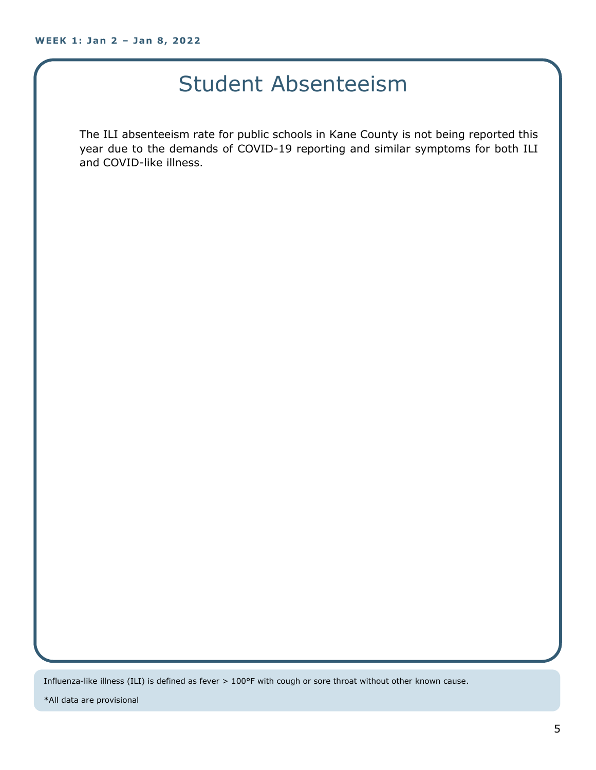# Student Absenteeism

The ILI absenteeism rate for public schools in Kane County is not being reported this year due to the demands of COVID-19 reporting and similar symptoms for both ILI and COVID-like illness.

Influenza-like illness (ILI) is defined as fever > 100°F with cough or sore throat without other known cause.

*All data are provisional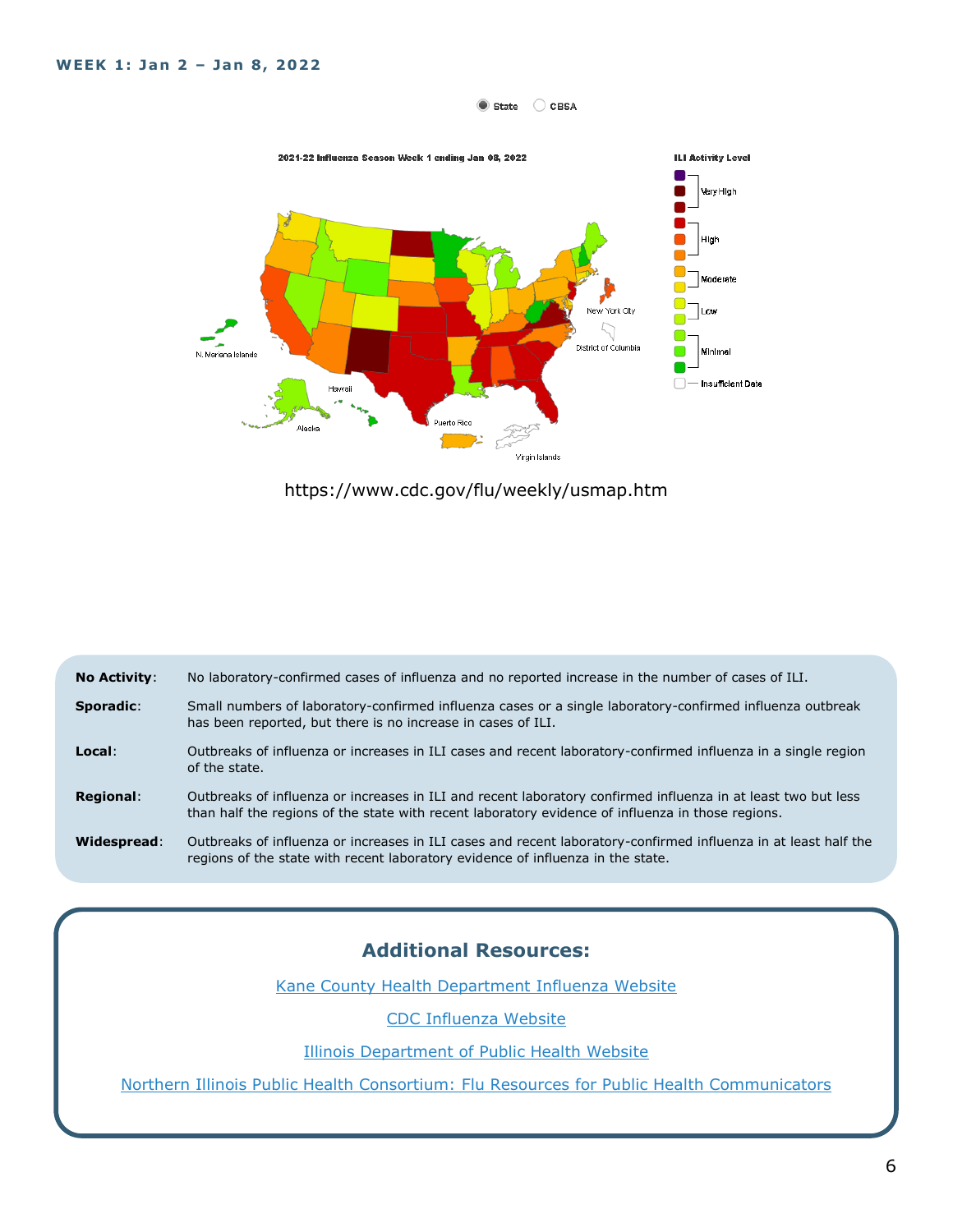**WEEK 1: Jan 2 – Jan 8, 2022**

State CBSA

2021-22 Influenza Season Week 1 ending Jan 08, 2022

ILI Activity Level

Very High

High

Moderate

Low

Minimal

Insufficient Data

N. Mariana Islands

Hawaii

Alaska

Puerto Rico

Virgin Islands

New York City

District of Columbia

https://www.cdc.gov/flu/weekly/usmap.htm

| | |
|---|---|
| **No Activity**: | No laboratory-confirmed cases of influenza and no reported increase in the number of cases of ILI. |
| **Sporadic**: | Small numbers of laboratory-confirmed influenza cases or a single laboratory-confirmed influenza outbreak has been reported, but there is no increase in cases of ILI. |
| **Local**: | Outbreaks of influenza or increases in ILI cases and recent laboratory-confirmed influenza in a single region of the state. |
| **Regional**: | Outbreaks of influenza or increases in ILI and recent laboratory confirmed influenza in at least two but less than half the regions of the state with recent laboratory evidence of influenza in those regions. |
| **Widespread**: | Outbreaks of influenza or increases in ILI cases and recent laboratory-confirmed influenza in at least half the regions of the state with recent laboratory evidence of influenza in the state. |

## Additional Resources:

Kane County Health Department Influenza Website

CDC Influenza Website

Illinois Department of Public Health Website

Northern Illinois Public Health Consortium: Flu Resources for Public Health Communicators